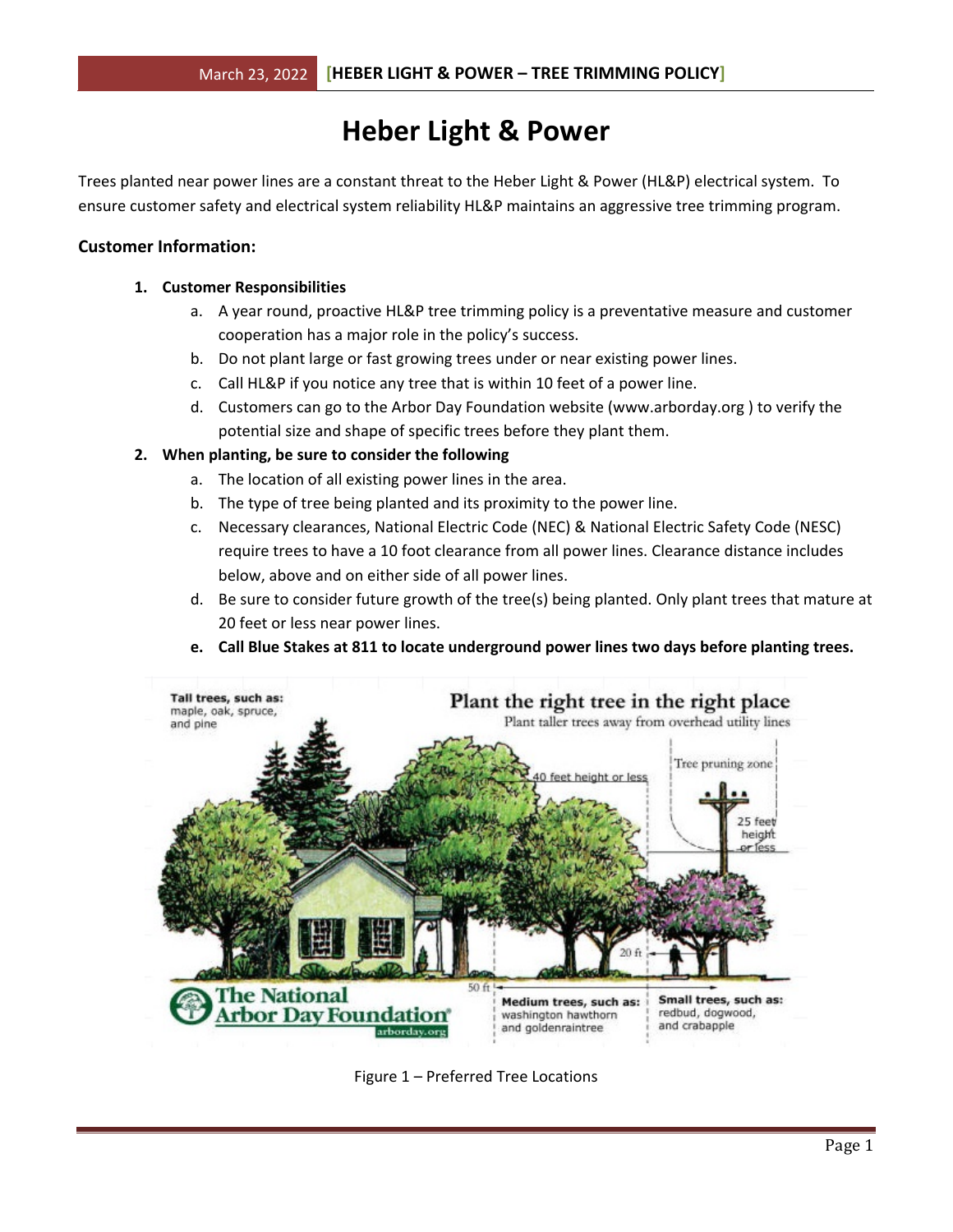# Heber Light & Power

Trees planted near power lines are a constant threat to the Heber Light & Power (HL&P) electrical system. To ensure customer safety and electrical system reliability HL&P maintains an aggressive tree trimming program.

## Customer Information:

1. **Customer Responsibilities**
   a. A year round, proactive HL&P tree trimming policy is a preventative measure and customer cooperation has a major role in the policy's success.
   b. Do not plant large or fast growing trees under or near existing power lines.
   c. Call HL&P if you notice any tree that is within 10 feet of a power line.
   d. Customers can go to the Arbor Day Foundation website (www.arborday.org ) to verify the potential size and shape of specific trees before they plant them.
2. **When planting, be sure to consider the following**
   a. The location of all existing power lines in the area.
   b. The type of tree being planted and its proximity to the power line.
   c. Necessary clearances, National Electric Code (NEC) & National Electric Safety Code (NESC) require trees to have a 10 foot clearance from all power lines. Clearance distance includes below, above and on either side of all power lines.
   d. Be sure to consider future growth of the tree(s) being planted. Only plant trees that mature at 20 feet or less near power lines.
   e. **Call Blue Stakes at 811 to locate underground power lines two days before planting trees.**

Figure 1 – Preferred Tree Locations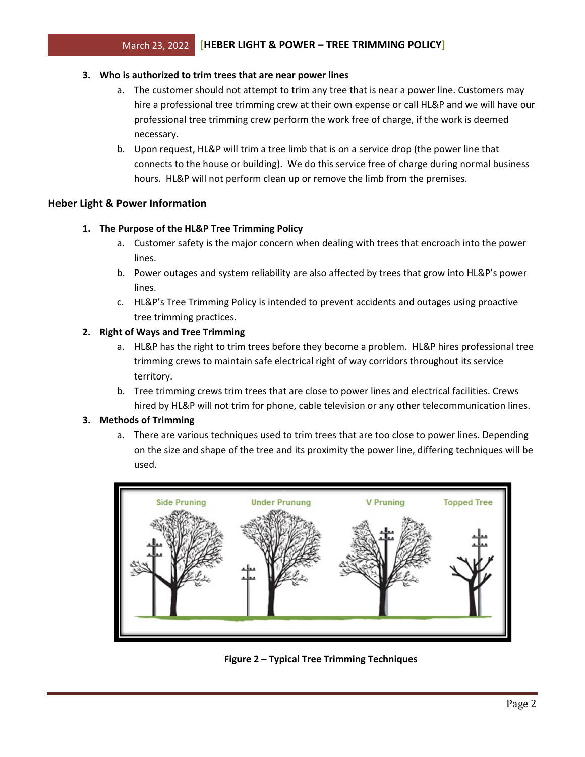3. **Who is authorized to trim trees that are near power lines**
   a. The customer should not attempt to trim any tree that is near a power line. Customers may hire a professional tree trimming crew at their own expense or call HL&P and we will have our professional tree trimming crew perform the work free of charge, if the work is deemed necessary.
   b. Upon request, HL&P will trim a tree limb that is on a service drop (the power line that connects to the house or building). We do this service free of charge during normal business hours. HL&P will not perform clean up or remove the limb from the premises.

## Heber Light & Power Information

1. **The Purpose of the HL&P Tree Trimming Policy**
   a. Customer safety is the major concern when dealing with trees that encroach into the power lines.
   b. Power outages and system reliability are also affected by trees that grow into HL&P's power lines.
   c. HL&P's Tree Trimming Policy is intended to prevent accidents and outages using proactive tree trimming practices.
2. **Right of Ways and Tree Trimming**
   a. HL&P has the right to trim trees before they become a problem. HL&P hires professional tree trimming crews to maintain safe electrical right of way corridors throughout its service territory.
   b. Tree trimming crews trim trees that are close to power lines and electrical facilities. Crews hired by HL&P will not trim for phone, cable television or any other telecommunication lines.
3. **Methods of Trimming**
   a. There are various techniques used to trim trees that are too close to power lines. Depending on the size and shape of the tree and its proximity the power line, differing techniques will be used.

**Figure 2 – Typical Tree Trimming Techniques**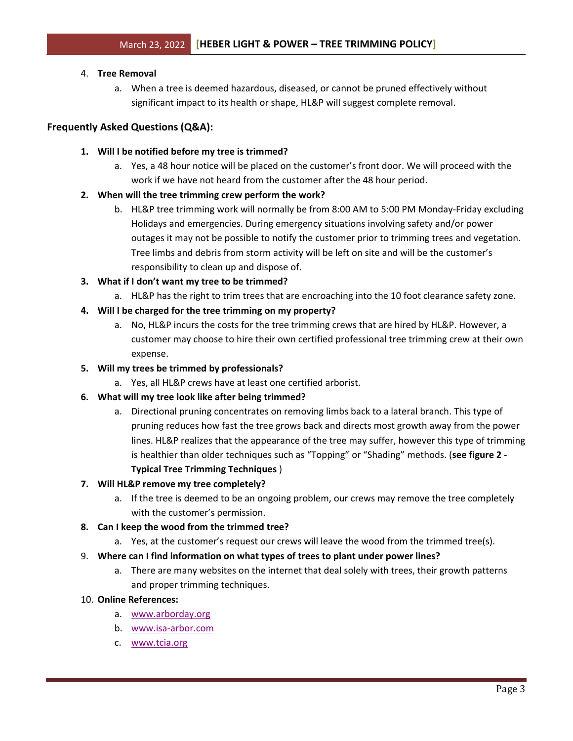4. **Tree Removal**
    a. When a tree is deemed hazardous, diseased, or cannot be pruned effectively without significant impact to its health or shape, HL&P will suggest complete removal.

## Frequently Asked Questions (Q&A):

1. **Will I be notified before my tree is trimmed?**
    a. Yes, a 48 hour notice will be placed on the customer's front door. We will proceed with the work if we have not heard from the customer after the 48 hour period.
2. **When will the tree trimming crew perform the work?**
    b. HL&P tree trimming work will normally be from 8:00 AM to 5:00 PM Monday-Friday excluding Holidays and emergencies. During emergency situations involving safety and/or power outages it may not be possible to notify the customer prior to trimming trees and vegetation. Tree limbs and debris from storm activity will be left on site and will be the customer's responsibility to clean up and dispose of.
3. **What if I don't want my tree to be trimmed?**
    a. HL&P has the right to trim trees that are encroaching into the 10 foot clearance safety zone.
4. **Will I be charged for the tree trimming on my property?**
    a. No, HL&P incurs the costs for the tree trimming crews that are hired by HL&P. However, a customer may choose to hire their own certified professional tree trimming crew at their own expense.
5. **Will my trees be trimmed by professionals?**
    a. Yes, all HL&P crews have at least one certified arborist.
6. **What will my tree look like after being trimmed?**
    a. Directional pruning concentrates on removing limbs back to a lateral branch. This type of pruning reduces how fast the tree grows back and directs most growth away from the power lines. HL&P realizes that the appearance of the tree may suffer, however this type of trimming is healthier than older techniques such as "Topping" or "Shading" methods. (**see figure 2 - Typical Tree Trimming Techniques** )
7. **Will HL&P remove my tree completely?**
    a. If the tree is deemed to be an ongoing problem, our crews may remove the tree completely with the customer's permission.
8. **Can I keep the wood from the trimmed tree?**
    a. Yes, at the customer's request our crews will leave the wood from the trimmed tree(s).
9. **Where can I find information on what types of trees to plant under power lines?**
    a. There are many websites on the internet that deal solely with trees, their growth patterns and proper trimming techniques.
10. **Online References:**
    a. www.arborday.org
    b. www.isa-arbor.com
    c. www.tcia.org